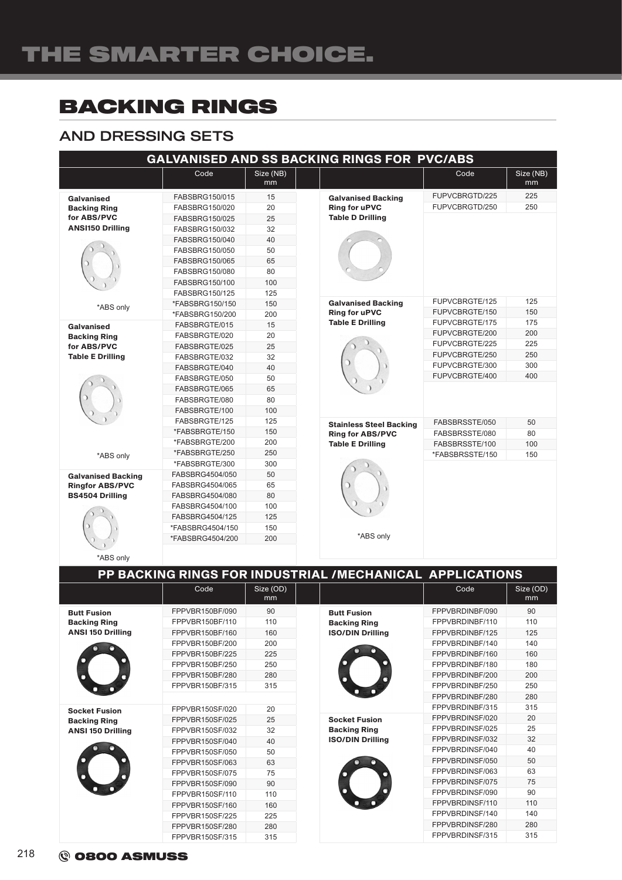# BACKING RINGS

## AND DRESSING SETS

### GALVANISED AND SS BACKING RINGS FOR PVC/ABS

| | Code | Size (NB) mm |
|---|---|---|
| **Galvanised Backing Ring for ABS/PVC ANSI150 Drilling** | FABSBRG150/015 | 15 |
| | FABSBRG150/020 | 20 |
| | FABSBRG150/025 | 25 |
| | FABSBRG150/032 | 32 |
| | FABSBRG150/040 | 40 |
| | FABSBRG150/050 | 50 |
| | FABSBRG150/065 | 65 |
| | FABSBRG150/080 | 80 |
| | FABSBRG150/100 | 100 |
| | FABSBRG150/125 | 125 |
| *ABS only | *FABSBRG150/150 | 150 |
| | *FABSBRG150/200 | 200 |
| **Galvanised Backing Ring for ABS/PVC Table E Drilling** | FABSBRGTE/015 | 15 |
| | FABSBRGTE/020 | 20 |
| | FABSBRGTE/025 | 25 |
| | FABSBRGTE/032 | 32 |
| | FABSBRGTE/040 | 40 |
| | FABSBRGTE/050 | 50 |
| | FABSBRGTE/065 | 65 |
| | FABSBRGTE/080 | 80 |
| | FABSBRGTE/100 | 100 |
| | FABSBRGTE/125 | 125 |
| | *FABSBRGTE/150 | 150 |
| | *FABSBRGTE/200 | 200 |
| *ABS only | *FABSBRGTE/250 | 250 |
| | *FABSBRGTE/300 | 300 |
| **Galvanised Backing Ringfor ABS/PVC BS4504 Drilling** | FABSBRG4504/050 | 50 |
| | FABSBRG4504/065 | 65 |
| | FABSBRG4504/080 | 80 |
| | FABSBRG4504/100 | 100 |
| | FABSBRG4504/125 | 125 |
| | *FABSBRG4504/150 | 150 |
| *ABS only | *FABSBRG4504/200 | 200 |

| | Code | Size (NB) mm |
|---|---|---|
| **Galvanised Backing Ring for uPVC Table D Drilling** | FUPVCBRGTD/225 | 225 |
| | FUPVCBRGTD/250 | 250 |
| **Galvanised Backing Ring for uPVC Table E Drilling** | FUPVCBRGTE/125 | 125 |
| | FUPVCBRGTE/150 | 150 |
| | FUPVCBRGTE/175 | 175 |
| | FUPVCBRGTE/200 | 200 |
| | FUPVCBRGTE/225 | 225 |
| | FUPVCBRGTE/250 | 250 |
| | FUPVCBRGTE/300 | 300 |
| | FUPVCBRGTE/400 | 400 |
| **Stainless Steel Backing Ring for ABS/PVC Table E Drilling** | FABSBRSSTE/050 | 50 |
| | FABSBRSSTE/080 | 80 |
| | FABSBRSSTE/100 | 100 |
| *ABS only | *FABSBRSSTE/150 | 150 |

### PP BACKING RINGS FOR INDUSTRIAL /MECHANICAL APPLICATIONS

| | Code | Size (OD) mm |
|---|---|---|
| **Butt Fusion Backing Ring ANSI 150 Drilling** | FPPVBR150BF/090 | 90 |
| | FPPVBR150BF/110 | 110 |
| | FPPVBR150BF/160 | 160 |
| | FPPVBR150BF/200 | 200 |
| | FPPVBR150BF/225 | 225 |
| | FPPVBR150BF/250 | 250 |
| | FPPVBR150BF/280 | 280 |
| | FPPVBR150BF/315 | 315 |
| **Socket Fusion Backing Ring ANSI 150 Drilling** | FPPVBR150SF/020 | 20 |
| | FPPVBR150SF/025 | 25 |
| | FPPVBR150SF/032 | 32 |
| | FPPVBR150SF/040 | 40 |
| | FPPVBR150SF/050 | 50 |
| | FPPVBR150SF/063 | 63 |
| | FPPVBR150SF/075 | 75 |
| | FPPVBR150SF/090 | 90 |
| | FPPVBR150SF/110 | 110 |
| | FPPVBR150SF/160 | 160 |
| | FPPVBR150SF/225 | 225 |
| | FPPVBR150SF/280 | 280 |
| | FPPVBR150SF/315 | 315 |

| | Code | Size (OD) mm |
|---|---|---|
| **Butt Fusion Backing Ring ISO/DIN Drilling** | FPPVBRDINBF/090 | 90 |
| | FPPVBRDINBF/110 | 110 |
| | FPPVBRDINBF/125 | 125 |
| | FPPVBRDINBF/140 | 140 |
| | FPPVBRDINBF/160 | 160 |
| | FPPVBRDINBF/180 | 180 |
| | FPPVBRDINBF/200 | 200 |
| | FPPVBRDINBF/250 | 250 |
| | FPPVBRDINBF/280 | 280 |
| | FPPVBRDINBF/315 | 315 |
| **Socket Fusion Backing Ring ISO/DIN Drilling** | FPPVBRDINSF/020 | 20 |
| | FPPVBRDINSF/025 | 25 |
| | FPPVBRDINSF/032 | 32 |
| | FPPVBRDINSF/040 | 40 |
| | FPPVBRDINSF/050 | 50 |
| | FPPVBRDINSF/063 | 63 |
| | FPPVBRDINSF/075 | 75 |
| | FPPVBRDINSF/090 | 90 |
| | FPPVBRDINSF/110 | 110 |
| | FPPVBRDINSF/140 | 140 |
| | FPPVBRDINSF/280 | 280 |
| | FPPVBRDINSF/315 | 315 |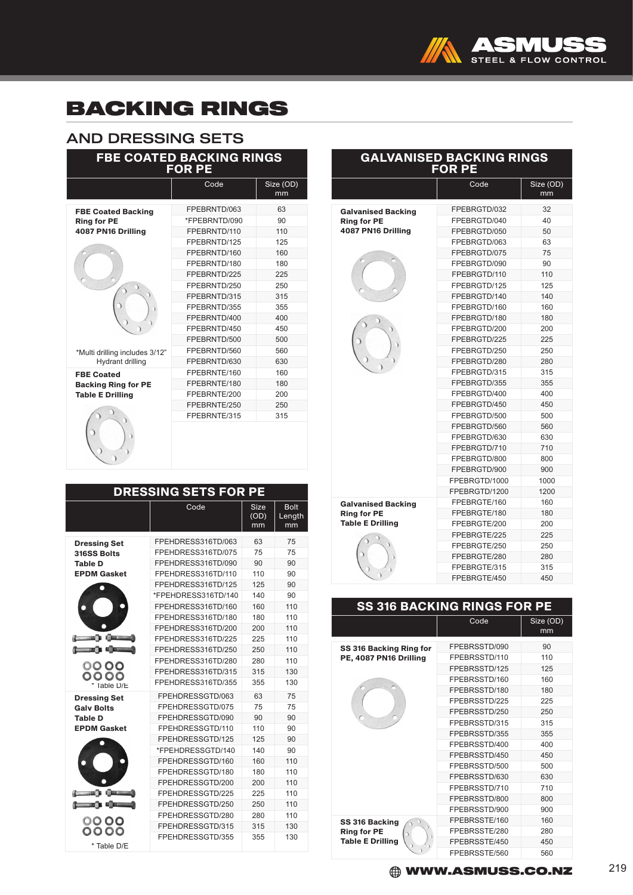# BACKING RINGS

## AND DRESSING SETS

### FBE COATED BACKING RINGS FOR PE

| | Code | Size (OD) mm |
|---|---|---|
| **FBE Coated Backing Ring for PE 4087 PN16 Drilling** | FPEBRNTD/063 | 63 |
| | *FPEBRNTD/090 | 90 |
| | FPEBRNTD/110 | 110 |
| | FPEBRNTD/125 | 125 |
| | FPEBRNTD/160 | 160 |
| | FPEBRNTD/180 | 180 |
| | FPEBRNTD/225 | 225 |
| | FPEBRNTD/250 | 250 |
| | FPEBRNTD/315 | 315 |
| | FPEBRNTD/355 | 355 |
| | FPEBRNTD/400 | 400 |
| | FPEBRNTD/450 | 450 |
| | FPEBRNTD/500 | 500 |
| *Multi drilling includes 3/12" Hydrant drilling | FPEBRNTD/560 | 560 |
| | FPEBRNTD/630 | 630 |
| **FBE Coated Backing Ring for PE Table E Drilling** | FPEBRNTE/160 | 160 |
| | FPEBRNTE/180 | 180 |
| | FPEBRNTE/200 | 200 |
| | FPEBRNTE/250 | 250 |
| | FPEBRNTE/315 | 315 |

### DRESSING SETS FOR PE

| | Code | Size (OD) mm | Bolt Length mm |
|---|---|---|---|
| **Dressing Set 316SS Bolts Table D EPDM Gasket** | FPEHDRESS316TD/063 | 63 | 75 |
| | FPEHDRESS316TD/075 | 75 | 75 |
| | FPEHDRESS316TD/090 | 90 | 90 |
| | FPEHDRESS316TD/110 | 110 | 90 |
| | FPEHDRESS316TD/125 | 125 | 90 |
| | *FPEHDRESS316TD/140 | 140 | 90 |
| | FPEHDRESS316TD/160 | 160 | 110 |
| | FPEHDRESS316TD/180 | 180 | 110 |
| | FPEHDRESS316TD/200 | 200 | 110 |
| | FPEHDRESS316TD/225 | 225 | 110 |
| | FPEHDRESS316TD/250 | 250 | 110 |
| | FPEHDRESS316TD/280 | 280 | 110 |
| | FPEHDRESS316TD/315 | 315 | 130 |
| * Table D/E | FPEHDRESS316TD/355 | 355 | 130 |
| **Dressing Set Galv Bolts Table D EPDM Gasket** | FPEHDRESSGTD/063 | 63 | 75 |
| | FPEHDRESSGTD/075 | 75 | 75 |
| | FPEHDRESSGTD/090 | 90 | 90 |
| | FPEHDRESSGTD/110 | 110 | 90 |
| | FPEHDRESSGTD/125 | 125 | 90 |
| | *FPEHDRESSGTD/140 | 140 | 90 |
| | FPEHDRESSGTD/160 | 160 | 110 |
| | FPEHDRESSGTD/180 | 180 | 110 |
| | FPEHDRESSGTD/200 | 200 | 110 |
| | FPEHDRESSGTD/225 | 225 | 110 |
| | FPEHDRESSGTD/250 | 250 | 110 |
| | FPEHDRESSGTD/280 | 280 | 110 |
| | FPEHDRESSGTD/315 | 315 | 130 |
| * Table D/E | FPEHDRESSGTD/355 | 355 | 130 |

### GALVANISED BACKING RINGS FOR PE

| | Code | Size (OD) mm |
|---|---|---|
| **Galvanised Backing Ring for PE 4087 PN16 Drilling** | FPEBRGTD/032 | 32 |
| | FPEBRGTD/040 | 40 |
| | FPEBRGTD/050 | 50 |
| | FPEBRGTD/063 | 63 |
| | FPEBRGTD/075 | 75 |
| | FPEBRGTD/090 | 90 |
| | FPEBRGTD/110 | 110 |
| | FPEBRGTD/125 | 125 |
| | FPEBRGTD/140 | 140 |
| | FPEBRGTD/160 | 160 |
| | FPEBRGTD/180 | 180 |
| | FPEBRGTD/200 | 200 |
| | FPEBRGTD/225 | 225 |
| | FPEBRGTD/250 | 250 |
| | FPEBRGTD/280 | 280 |
| | FPEBRGTD/315 | 315 |
| | FPEBRGTD/355 | 355 |
| | FPEBRGTD/400 | 400 |
| | FPEBRGTD/450 | 450 |
| | FPEBRGTD/500 | 500 |
| | FPEBRGTD/560 | 560 |
| | FPEBRGTD/630 | 630 |
| | FPEBRGTD/710 | 710 |
| | FPEBRGTD/800 | 800 |
| | FPEBRGTD/900 | 900 |
| | FPEBRGTD/1000 | 1000 |
| | FPEBRGTD/1200 | 1200 |
| **Galvanised Backing Ring for PE Table E Drilling** | FPEBRGTE/160 | 160 |
| | FPEBRGTE/180 | 180 |
| | FPEBRGTE/200 | 200 |
| | FPEBRGTE/225 | 225 |
| | FPEBRGTE/250 | 250 |
| | FPEBRGTE/280 | 280 |
| | FPEBRGTE/315 | 315 |
| | FPEBRGTE/450 | 450 |

### SS 316 BACKING RINGS FOR PE

| | Code | Size (OD) mm |
|---|---|---|
| **SS 316 Backing Ring for PE, 4087 PN16 Drilling** | FPEBRSSTD/090 | 90 |
| | FPEBRSSTD/110 | 110 |
| | FPEBRSSTD/125 | 125 |
| | FPEBRSSTD/160 | 160 |
| | FPEBRSSTD/180 | 180 |
| | FPEBRSSTD/225 | 225 |
| | FPEBRSSTD/250 | 250 |
| | FPEBRSSTD/315 | 315 |
| | FPEBRSSTD/355 | 355 |
| | FPEBRSSTD/400 | 400 |
| | FPEBRSSTD/450 | 450 |
| | FPEBRSSTD/500 | 500 |
| | FPEBRSSTD/630 | 630 |
| | FPEBRSSTD/710 | 710 |
| | FPEBRSSTD/800 | 800 |
| | FPEBRSSTD/900 | 900 |
| **SS 316 Backing Ring for PE Table E Drilling** | FPEBRSSTE/160 | 160 |
| | FPEBRSSTE/280 | 280 |
| | FPEBRSSTE/450 | 450 |
| | FPEBRSSTE/560 | 560 |

WWW.ASMUSS.CO.NZ